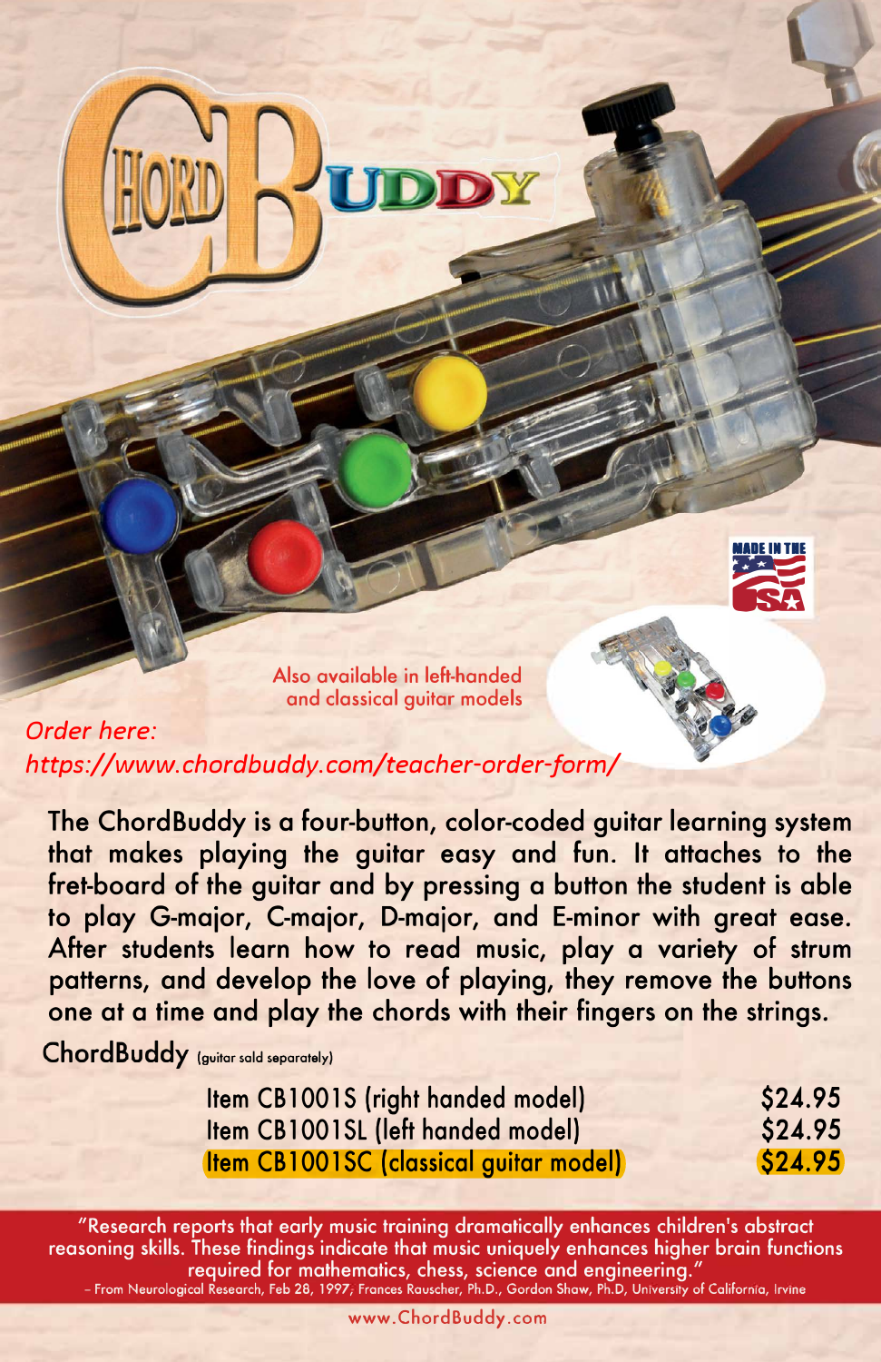# ChordBuddy

Also available in left-handed and classical guitar models

*Order here: https://www.chordbuddy.com/teacher-order-form/*

MADE IN THE USA

The ChordBuddy is a four-button, color-coded guitar learning system that makes playing the guitar easy and fun. It attaches to the fret-board of the guitar and by pressing a button the student is able to play G-major, C-major, D-major, and E-minor with great ease. After students learn how to read music, play a variety of strum patterns, and develop the love of playing, they remove the buttons one at a time and play the chords with their fingers on the strings.

ChordBuddy (guitar sold separately)

| | |
|---|---|
| Item CB1001S (right handed model) | $24.95 |
| Item CB1001SL (left handed model) | $24.95 |
| Item CB1001SC (classical guitar model) | $24.95 |

"Research reports that early music training dramatically enhances children's abstract reasoning skills. These findings indicate that music uniquely enhances higher brain functions required for mathematics, chess, science and engineering."
– From Neurological Research, Feb 28, 1997; Frances Rauscher, Ph.D., Gordon Shaw, Ph.D, University of California, Irvine

www.ChordBuddy.com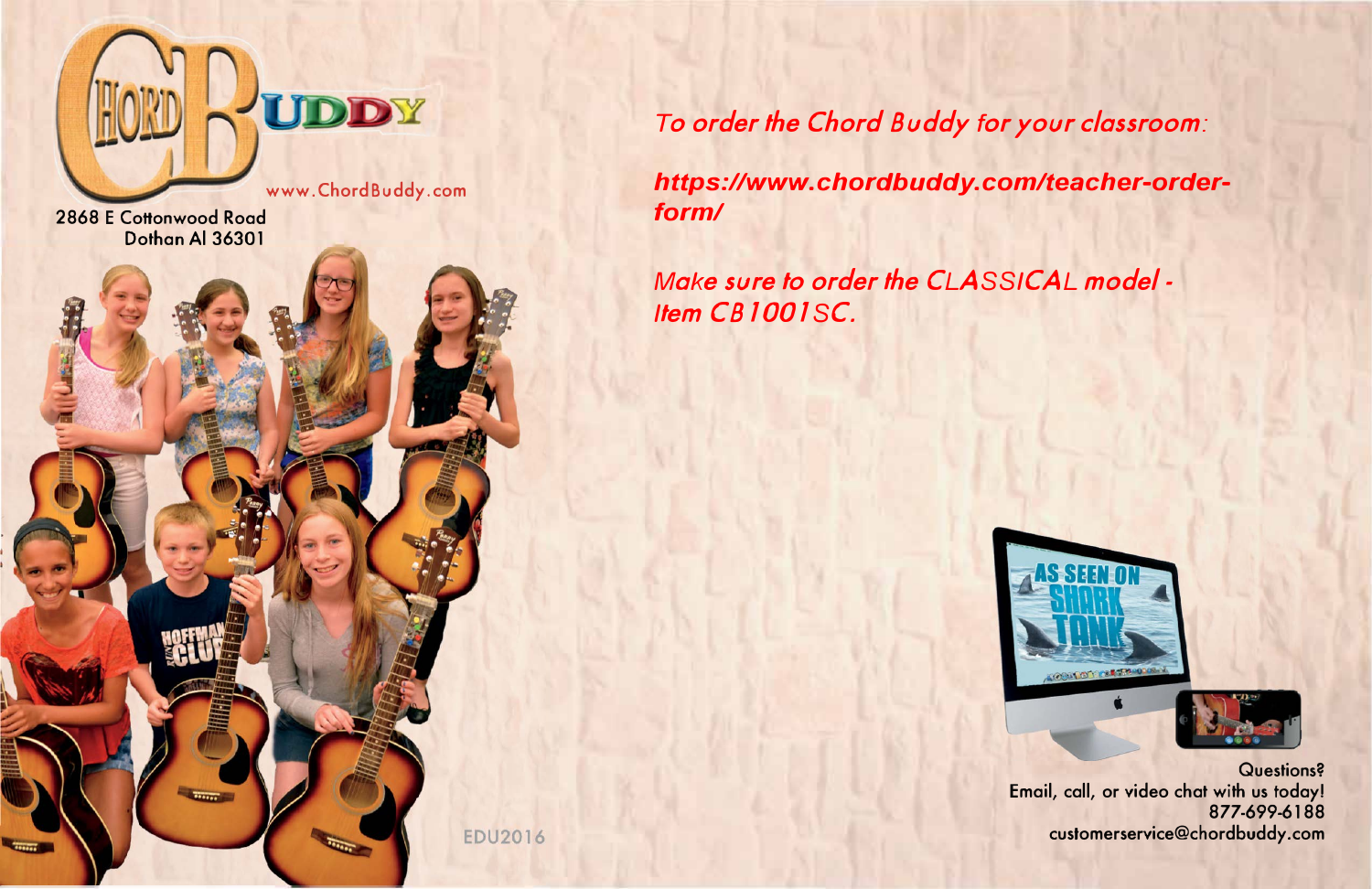www.ChordBuddy.com

2868 E Cottonwood Road
Dothan Al 36301

*To order the Chord Buddy for your classroom:*

***https://www.chordbuddy.com/teacher-order-form/***

*Make sure to order the CLASSICAL model - Item CB1001SC.*

EDU2016

Questions?
Email, call, or video chat with us today!
877-699-6188
customerservice@chordbuddy.com